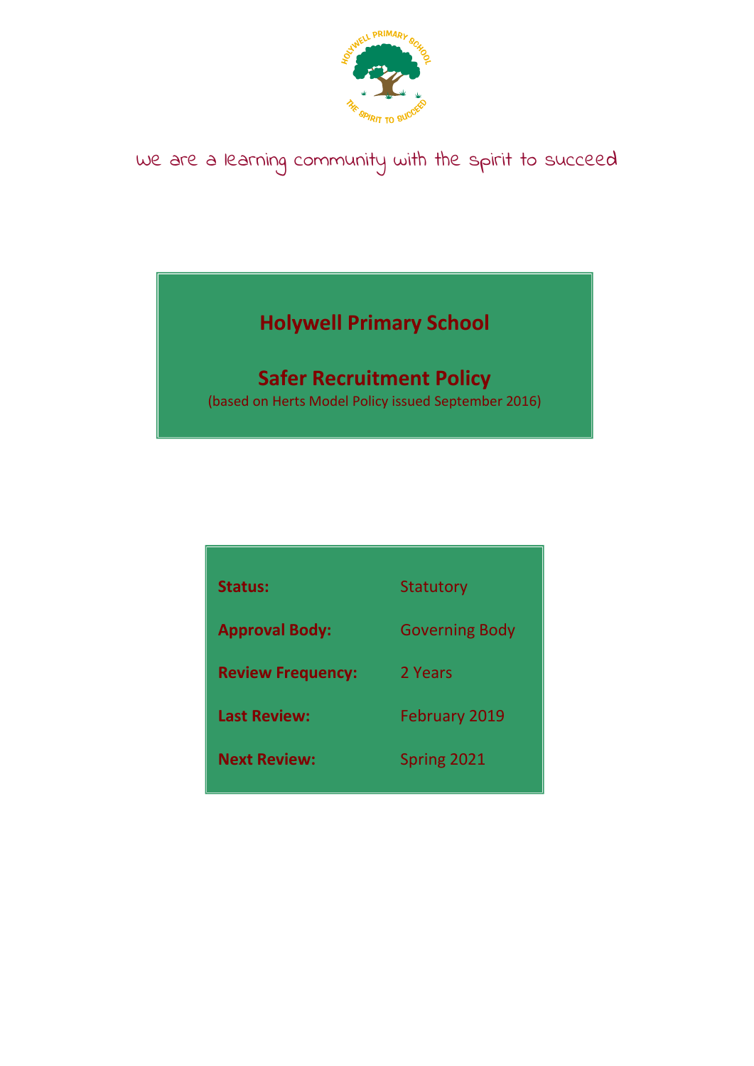we are a learning community with the spirit to succeed

# Holywell Primary School

## Safer Recruitment Policy

(based on Herts Model Policy issued September 2016)

| | |
|---|---|
| **Status:** | Statutory |
| **Approval Body:** | Governing Body |
| **Review Frequency:** | 2 Years |
| **Last Review:** | February 2019 |
| **Next Review:** | Spring 2021 |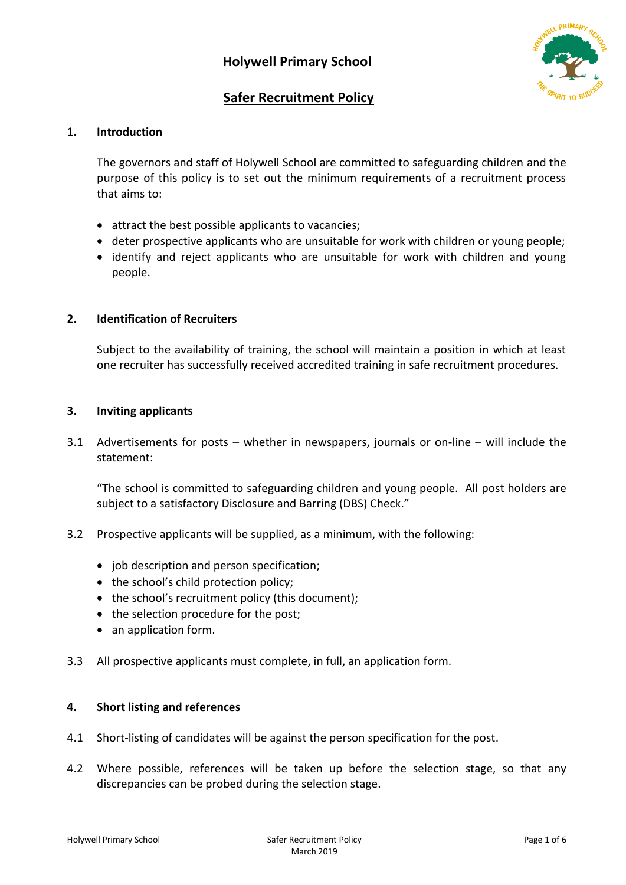# Holywell Primary School

## Safer Recruitment Policy

### 1. Introduction

The governors and staff of Holywell School are committed to safeguarding children and the purpose of this policy is to set out the minimum requirements of a recruitment process that aims to:

- attract the best possible applicants to vacancies;
- deter prospective applicants who are unsuitable for work with children or young people;
- identify and reject applicants who are unsuitable for work with children and young people.

### 2. Identification of Recruiters

Subject to the availability of training, the school will maintain a position in which at least one recruiter has successfully received accredited training in safe recruitment procedures.

### 3. Inviting applicants

3.1 Advertisements for posts – whether in newspapers, journals or on-line – will include the statement:

"The school is committed to safeguarding children and young people. All post holders are subject to a satisfactory Disclosure and Barring (DBS) Check."

3.2 Prospective applicants will be supplied, as a minimum, with the following:

- job description and person specification;
- the school's child protection policy;
- the school's recruitment policy (this document);
- the selection procedure for the post;
- an application form.

3.3 All prospective applicants must complete, in full, an application form.

### 4. Short listing and references

4.1 Short-listing of candidates will be against the person specification for the post.

4.2 Where possible, references will be taken up before the selection stage, so that any discrepancies can be probed during the selection stage.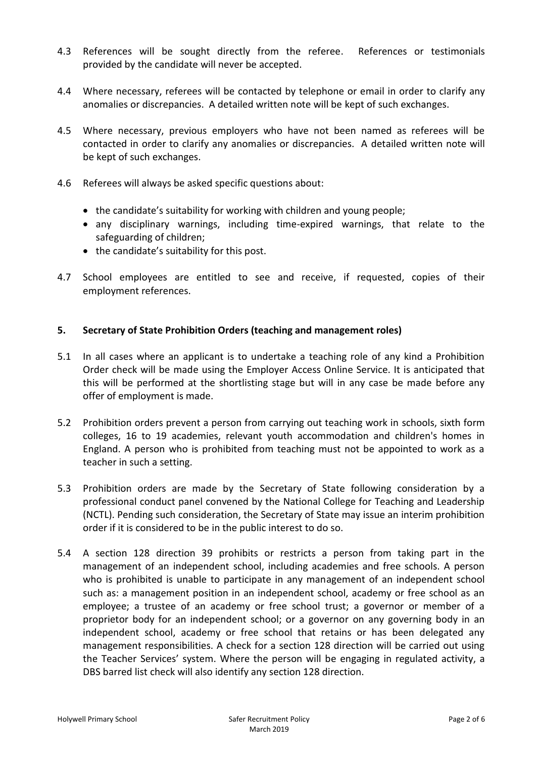4.3 References will be sought directly from the referee. References or testimonials provided by the candidate will never be accepted.

4.4 Where necessary, referees will be contacted by telephone or email in order to clarify any anomalies or discrepancies. A detailed written note will be kept of such exchanges.

4.5 Where necessary, previous employers who have not been named as referees will be contacted in order to clarify any anomalies or discrepancies. A detailed written note will be kept of such exchanges.

4.6 Referees will always be asked specific questions about:

- the candidate's suitability for working with children and young people;
- any disciplinary warnings, including time-expired warnings, that relate to the safeguarding of children;
- the candidate's suitability for this post.

4.7 School employees are entitled to see and receive, if requested, copies of their employment references.

## 5. Secretary of State Prohibition Orders (teaching and management roles)

5.1 In all cases where an applicant is to undertake a teaching role of any kind a Prohibition Order check will be made using the Employer Access Online Service. It is anticipated that this will be performed at the shortlisting stage but will in any case be made before any offer of employment is made.

5.2 Prohibition orders prevent a person from carrying out teaching work in schools, sixth form colleges, 16 to 19 academies, relevant youth accommodation and children's homes in England. A person who is prohibited from teaching must not be appointed to work as a teacher in such a setting.

5.3 Prohibition orders are made by the Secretary of State following consideration by a professional conduct panel convened by the National College for Teaching and Leadership (NCTL). Pending such consideration, the Secretary of State may issue an interim prohibition order if it is considered to be in the public interest to do so.

5.4 A section 128 direction 39 prohibits or restricts a person from taking part in the management of an independent school, including academies and free schools. A person who is prohibited is unable to participate in any management of an independent school such as: a management position in an independent school, academy or free school as an employee; a trustee of an academy or free school trust; a governor or member of a proprietor body for an independent school; or a governor on any governing body in an independent school, academy or free school that retains or has been delegated any management responsibilities. A check for a section 128 direction will be carried out using the Teacher Services' system. Where the person will be engaging in regulated activity, a DBS barred list check will also identify any section 128 direction.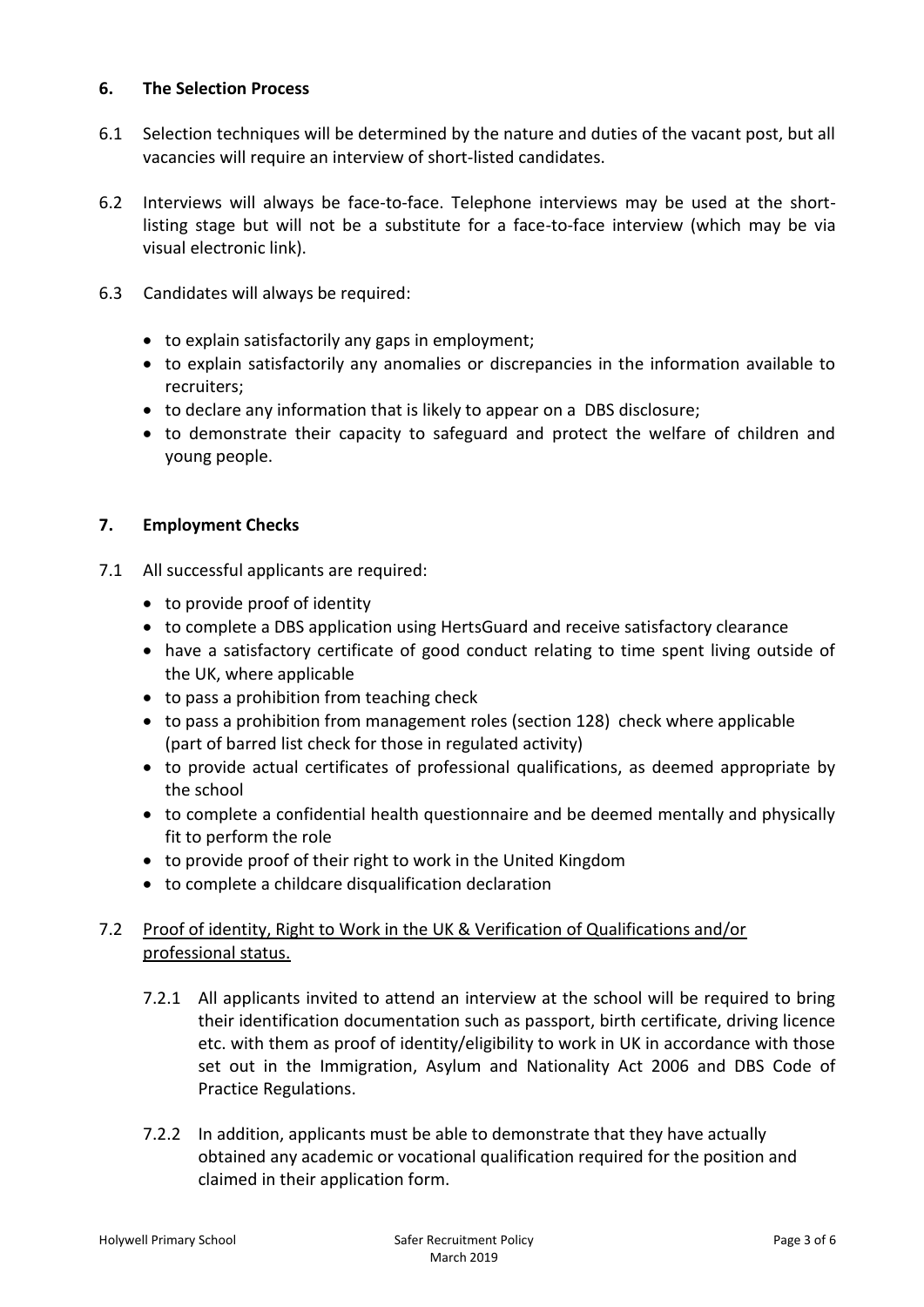## 6. The Selection Process

6.1 Selection techniques will be determined by the nature and duties of the vacant post, but all vacancies will require an interview of short-listed candidates.

6.2 Interviews will always be face-to-face. Telephone interviews may be used at the short-listing stage but will not be a substitute for a face-to-face interview (which may be via visual electronic link).

6.3 Candidates will always be required:

- to explain satisfactorily any gaps in employment;
- to explain satisfactorily any anomalies or discrepancies in the information available to recruiters;
- to declare any information that is likely to appear on a DBS disclosure;
- to demonstrate their capacity to safeguard and protect the welfare of children and young people.

## 7. Employment Checks

7.1 All successful applicants are required:

- to provide proof of identity
- to complete a DBS application using HertsGuard and receive satisfactory clearance
- have a satisfactory certificate of good conduct relating to time spent living outside of the UK, where applicable
- to pass a prohibition from teaching check
- to pass a prohibition from management roles (section 128) check where applicable (part of barred list check for those in regulated activity)
- to provide actual certificates of professional qualifications, as deemed appropriate by the school
- to complete a confidential health questionnaire and be deemed mentally and physically fit to perform the role
- to provide proof of their right to work in the United Kingdom
- to complete a childcare disqualification declaration

7.2 Proof of identity, Right to Work in the UK & Verification of Qualifications and/or professional status.

7.2.1 All applicants invited to attend an interview at the school will be required to bring their identification documentation such as passport, birth certificate, driving licence etc. with them as proof of identity/eligibility to work in UK in accordance with those set out in the Immigration, Asylum and Nationality Act 2006 and DBS Code of Practice Regulations.

7.2.2 In addition, applicants must be able to demonstrate that they have actually obtained any academic or vocational qualification required for the position and claimed in their application form.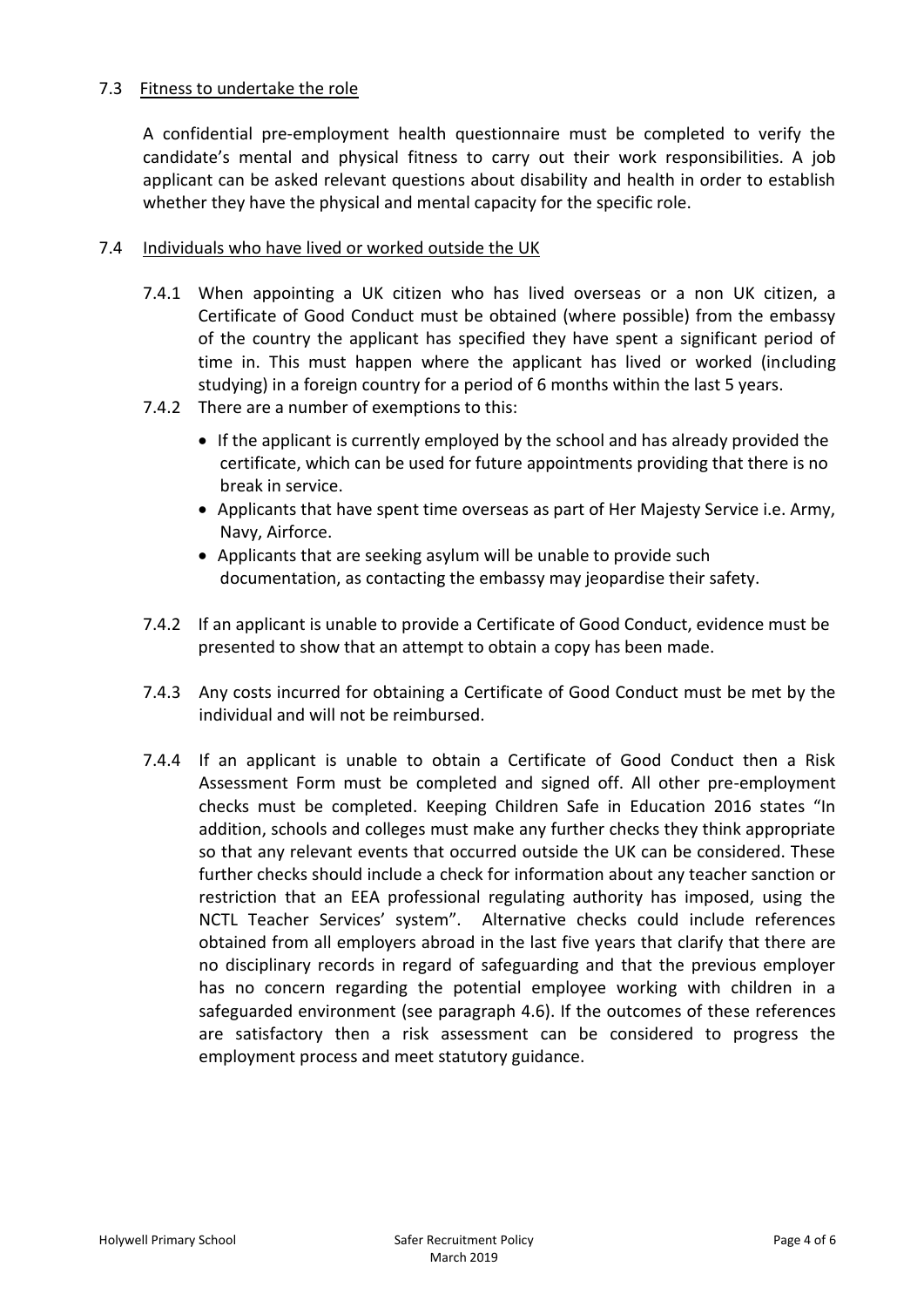### 7.3 Fitness to undertake the role

A confidential pre-employment health questionnaire must be completed to verify the candidate's mental and physical fitness to carry out their work responsibilities. A job applicant can be asked relevant questions about disability and health in order to establish whether they have the physical and mental capacity for the specific role.

### 7.4 Individuals who have lived or worked outside the UK

7.4.1 When appointing a UK citizen who has lived overseas or a non UK citizen, a Certificate of Good Conduct must be obtained (where possible) from the embassy of the country the applicant has specified they have spent a significant period of time in. This must happen where the applicant has lived or worked (including studying) in a foreign country for a period of 6 months within the last 5 years.

7.4.2 There are a number of exemptions to this:

- If the applicant is currently employed by the school and has already provided the certificate, which can be used for future appointments providing that there is no break in service.
- Applicants that have spent time overseas as part of Her Majesty Service i.e. Army, Navy, Airforce.
- Applicants that are seeking asylum will be unable to provide such documentation, as contacting the embassy may jeopardise their safety.

7.4.2 If an applicant is unable to provide a Certificate of Good Conduct, evidence must be presented to show that an attempt to obtain a copy has been made.

7.4.3 Any costs incurred for obtaining a Certificate of Good Conduct must be met by the individual and will not be reimbursed.

7.4.4 If an applicant is unable to obtain a Certificate of Good Conduct then a Risk Assessment Form must be completed and signed off. All other pre-employment checks must be completed. Keeping Children Safe in Education 2016 states "In addition, schools and colleges must make any further checks they think appropriate so that any relevant events that occurred outside the UK can be considered. These further checks should include a check for information about any teacher sanction or restriction that an EEA professional regulating authority has imposed, using the NCTL Teacher Services' system". Alternative checks could include references obtained from all employers abroad in the last five years that clarify that there are no disciplinary records in regard of safeguarding and that the previous employer has no concern regarding the potential employee working with children in a safeguarded environment (see paragraph 4.6). If the outcomes of these references are satisfactory then a risk assessment can be considered to progress the employment process and meet statutory guidance.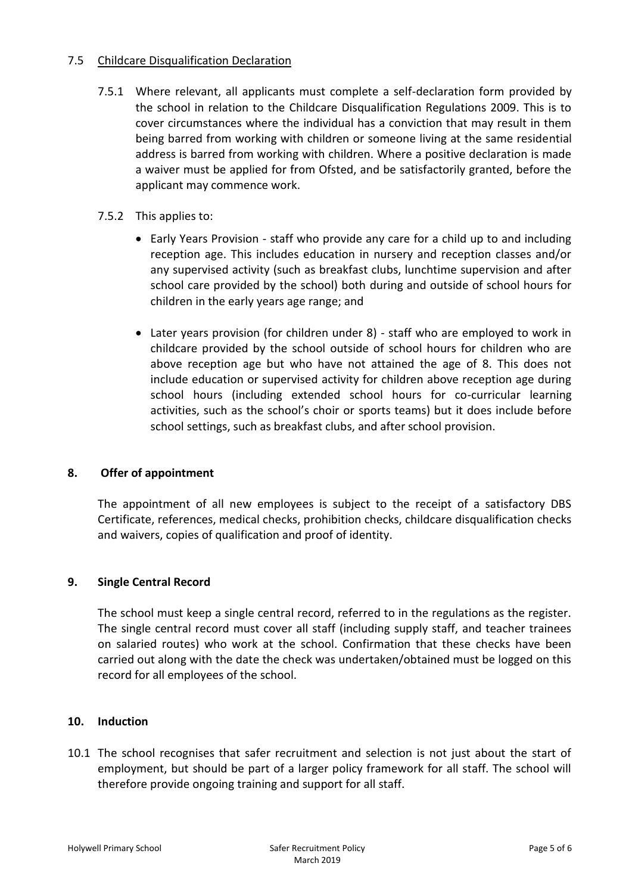### 7.5 Childcare Disqualification Declaration

7.5.1 Where relevant, all applicants must complete a self-declaration form provided by the school in relation to the Childcare Disqualification Regulations 2009. This is to cover circumstances where the individual has a conviction that may result in them being barred from working with children or someone living at the same residential address is barred from working with children. Where a positive declaration is made a waiver must be applied for from Ofsted, and be satisfactorily granted, before the applicant may commence work.

7.5.2 This applies to:

- Early Years Provision - staff who provide any care for a child up to and including reception age. This includes education in nursery and reception classes and/or any supervised activity (such as breakfast clubs, lunchtime supervision and after school care provided by the school) both during and outside of school hours for children in the early years age range; and
- Later years provision (for children under 8) - staff who are employed to work in childcare provided by the school outside of school hours for children who are above reception age but who have not attained the age of 8. This does not include education or supervised activity for children above reception age during school hours (including extended school hours for co-curricular learning activities, such as the school's choir or sports teams) but it does include before school settings, such as breakfast clubs, and after school provision.

## 8. Offer of appointment

The appointment of all new employees is subject to the receipt of a satisfactory DBS Certificate, references, medical checks, prohibition checks, childcare disqualification checks and waivers, copies of qualification and proof of identity.

## 9. Single Central Record

The school must keep a single central record, referred to in the regulations as the register. The single central record must cover all staff (including supply staff, and teacher trainees on salaried routes) who work at the school. Confirmation that these checks have been carried out along with the date the check was undertaken/obtained must be logged on this record for all employees of the school.

## 10. Induction

10.1 The school recognises that safer recruitment and selection is not just about the start of employment, but should be part of a larger policy framework for all staff. The school will therefore provide ongoing training and support for all staff.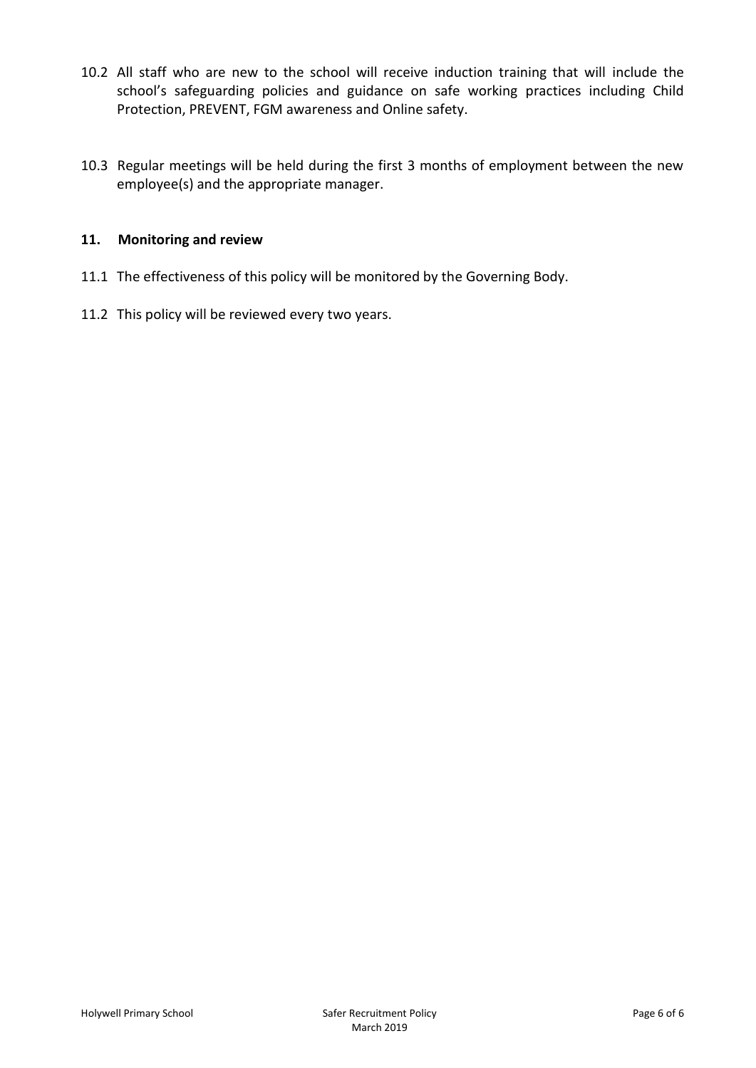10.2 All staff who are new to the school will receive induction training that will include the school's safeguarding policies and guidance on safe working practices including Child Protection, PREVENT, FGM awareness and Online safety.

10.3 Regular meetings will be held during the first 3 months of employment between the new employee(s) and the appropriate manager.

## 11. Monitoring and review

11.1 The effectiveness of this policy will be monitored by the Governing Body.

11.2 This policy will be reviewed every two years.